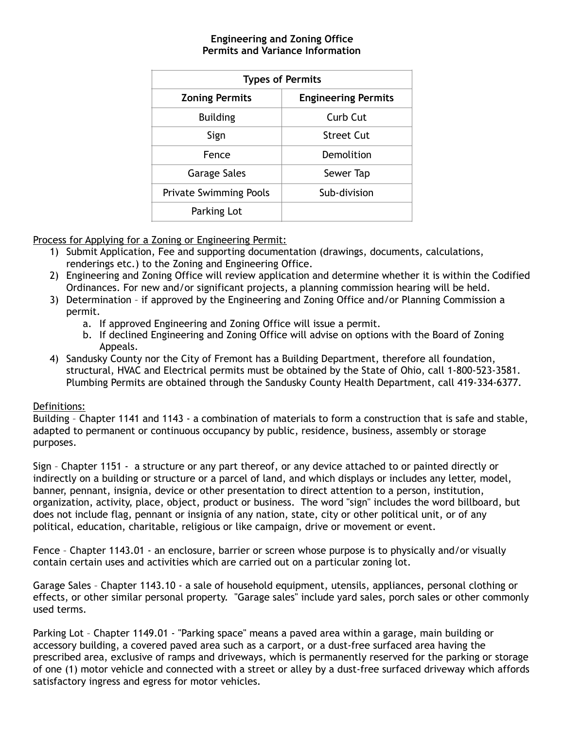# Engineering and Zoning Office
## Permits and Variance Information

| Types of Permits | |
|---|---|
| **Zoning Permits** | **Engineering Permits** |
| Building | Curb Cut |
| Sign | Street Cut |
| Fence | Demolition |
| Garage Sales | Sewer Tap |
| Private Swimming Pools | Sub-division |
| Parking Lot | |

<u>Process for Applying for a Zoning or Engineering Permit:</u>

1) Submit Application, Fee and supporting documentation (drawings, documents, calculations, renderings etc.) to the Zoning and Engineering Office.
2) Engineering and Zoning Office will review application and determine whether it is within the Codified Ordinances. For new and/or significant projects, a planning commission hearing will be held.
3) Determination – if approved by the Engineering and Zoning Office and/or Planning Commission a permit.
   a. If approved Engineering and Zoning Office will issue a permit.
   b. If declined Engineering and Zoning Office will advise on options with the Board of Zoning Appeals.
4) Sandusky County nor the City of Fremont has a Building Department, therefore all foundation, structural, HVAC and Electrical permits must be obtained by the State of Ohio, call 1-800-523-3581. Plumbing Permits are obtained through the Sandusky County Health Department, call 419-334-6377.

<u>Definitions:</u>

Building – Chapter 1141 and 1143 - a combination of materials to form a construction that is safe and stable, adapted to permanent or continuous occupancy by public, residence, business, assembly or storage purposes.

Sign – Chapter 1151 - a structure or any part thereof, or any device attached to or painted directly or indirectly on a building or structure or a parcel of land, and which displays or includes any letter, model, banner, pennant, insignia, device or other presentation to direct attention to a person, institution, organization, activity, place, object, product or business. The word "sign" includes the word billboard, but does not include flag, pennant or insignia of any nation, state, city or other political unit, or of any political, education, charitable, religious or like campaign, drive or movement or event.

Fence – Chapter 1143.01 - an enclosure, barrier or screen whose purpose is to physically and/or visually contain certain uses and activities which are carried out on a particular zoning lot.

Garage Sales – Chapter 1143.10 - a sale of household equipment, utensils, appliances, personal clothing or effects, or other similar personal property. "Garage sales" include yard sales, porch sales or other commonly used terms.

Parking Lot – Chapter 1149.01 - "Parking space" means a paved area within a garage, main building or accessory building, a covered paved area such as a carport, or a dust-free surfaced area having the prescribed area, exclusive of ramps and driveways, which is permanently reserved for the parking or storage of one (1) motor vehicle and connected with a street or alley by a dust-free surfaced driveway which affords satisfactory ingress and egress for motor vehicles.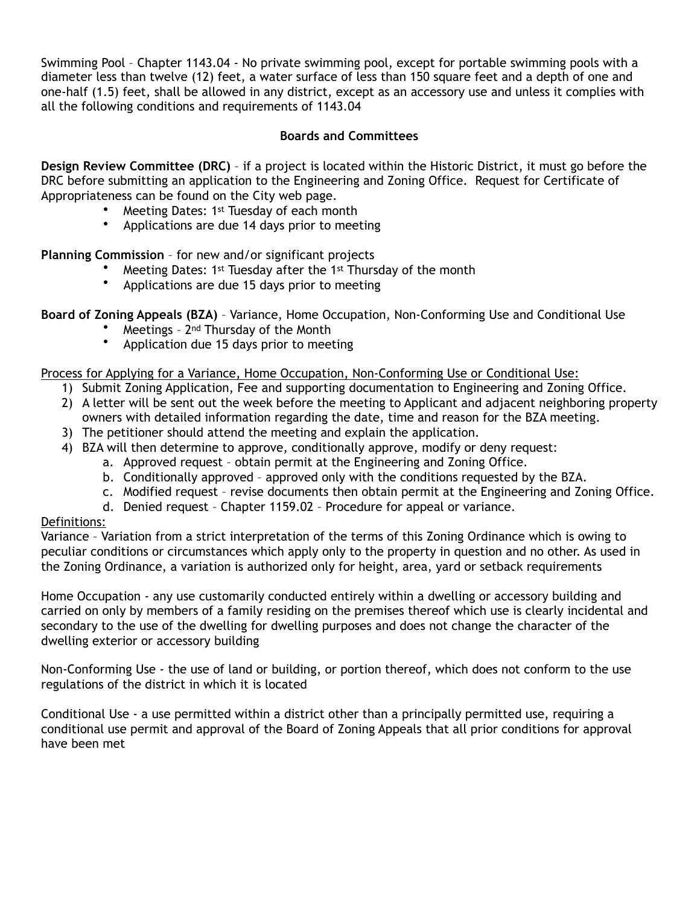Swimming Pool – Chapter 1143.04 - No private swimming pool, except for portable swimming pools with a diameter less than twelve (12) feet, a water surface of less than 150 square feet and a depth of one and one-half (1.5) feet, shall be allowed in any district, except as an accessory use and unless it complies with all the following conditions and requirements of 1143.04

## Boards and Committees

**Design Review Committee (DRC)** – if a project is located within the Historic District, it must go before the DRC before submitting an application to the Engineering and Zoning Office. Request for Certificate of Appropriateness can be found on the City web page.

- Meeting Dates: 1st Tuesday of each month
- Applications are due 14 days prior to meeting

**Planning Commission** – for new and/or significant projects

- Meeting Dates: 1st Tuesday after the 1st Thursday of the month
- Applications are due 15 days prior to meeting

**Board of Zoning Appeals (BZA)** – Variance, Home Occupation, Non-Conforming Use and Conditional Use

- Meetings – 2nd Thursday of the Month
- Application due 15 days prior to meeting

<u>Process for Applying for a Variance, Home Occupation, Non-Conforming Use or Conditional Use:</u>

1) Submit Zoning Application, Fee and supporting documentation to Engineering and Zoning Office.
2) A letter will be sent out the week before the meeting to Applicant and adjacent neighboring property owners with detailed information regarding the date, time and reason for the BZA meeting.
3) The petitioner should attend the meeting and explain the application.
4) BZA will then determine to approve, conditionally approve, modify or deny request:
   a. Approved request – obtain permit at the Engineering and Zoning Office.
   b. Conditionally approved – approved only with the conditions requested by the BZA.
   c. Modified request – revise documents then obtain permit at the Engineering and Zoning Office.
   d. Denied request – Chapter 1159.02 – Procedure for appeal or variance.

<u>Definitions:</u>

Variance – Variation from a strict interpretation of the terms of this Zoning Ordinance which is owing to peculiar conditions or circumstances which apply only to the property in question and no other. As used in the Zoning Ordinance, a variation is authorized only for height, area, yard or setback requirements

Home Occupation - any use customarily conducted entirely within a dwelling or accessory building and carried on only by members of a family residing on the premises thereof which use is clearly incidental and secondary to the use of the dwelling for dwelling purposes and does not change the character of the dwelling exterior or accessory building

Non-Conforming Use - the use of land or building, or portion thereof, which does not conform to the use regulations of the district in which it is located

Conditional Use - a use permitted within a district other than a principally permitted use, requiring a conditional use permit and approval of the Board of Zoning Appeals that all prior conditions for approval have been met